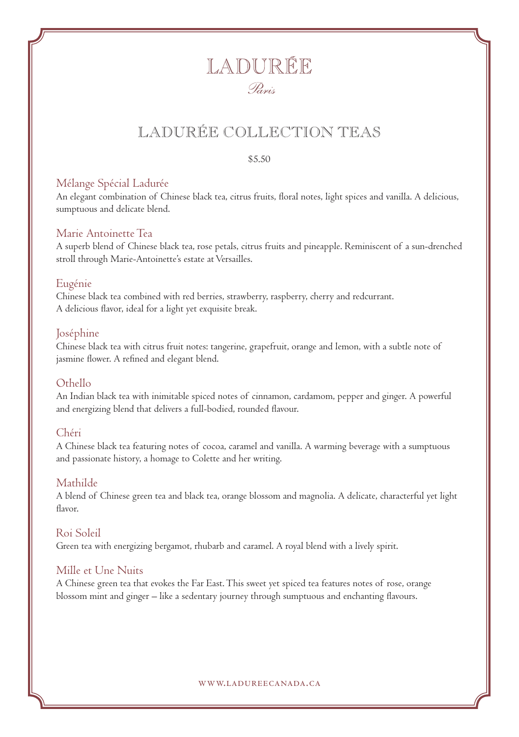# LADURÉE

*Paris*

## LADURÉE COLLECTION TEAS

$5.50

### Mélange Spécial Ladurée

An elegant combination of Chinese black tea, citrus fruits, floral notes, light spices and vanilla. A delicious, sumptuous and delicate blend.

### Marie Antoinette Tea

A superb blend of Chinese black tea, rose petals, citrus fruits and pineapple. Reminiscent of a sun-drenched stroll through Marie-Antoinette's estate at Versailles.

### Eugénie

Chinese black tea combined with red berries, strawberry, raspberry, cherry and redcurrant.
A delicious flavor, ideal for a light yet exquisite break.

### Joséphine

Chinese black tea with citrus fruit notes: tangerine, grapefruit, orange and lemon, with a subtle note of jasmine flower. A refined and elegant blend.

### Othello

An Indian black tea with inimitable spiced notes of cinnamon, cardamom, pepper and ginger. A powerful and energizing blend that delivers a full-bodied, rounded flavour.

### Chéri

A Chinese black tea featuring notes of cocoa, caramel and vanilla. A warming beverage with a sumptuous and passionate history, a homage to Colette and her writing.

### Mathilde

A blend of Chinese green tea and black tea, orange blossom and magnolia. A delicate, characterful yet light flavor.

### Roi Soleil

Green tea with energizing bergamot, rhubarb and caramel. A royal blend with a lively spirit.

### Mille et Une Nuits

A Chinese green tea that evokes the Far East. This sweet yet spiced tea features notes of rose, orange blossom mint and ginger – like a sedentary journey through sumptuous and enchanting flavours.

WWW.LADUREECANADA.CA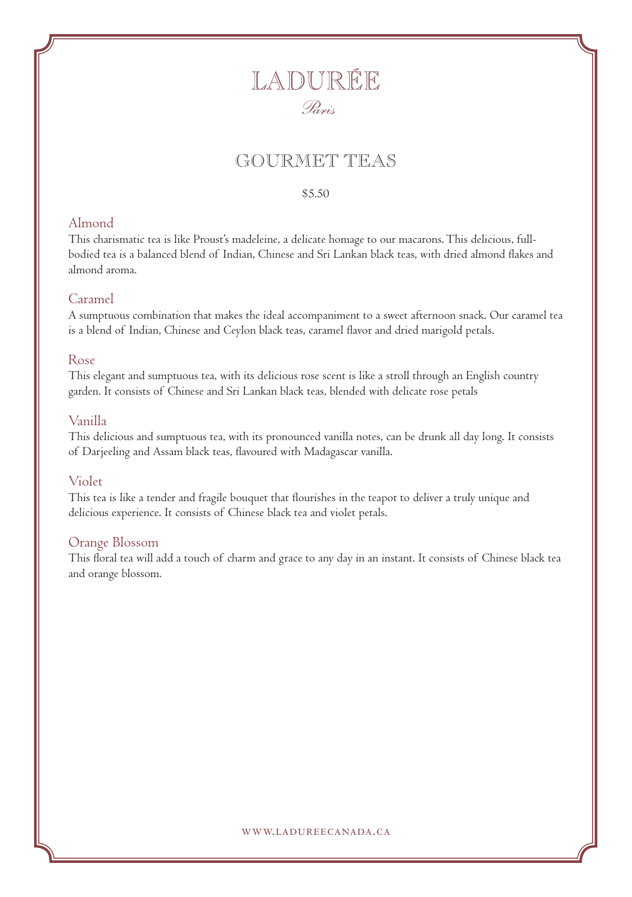# LADURÉE

*Paris*

## GOURMET TEAS

$5.50

### Almond

This charismatic tea is like Proust's madeleine, a delicate homage to our macarons. This delicious, full-bodied tea is a balanced blend of Indian, Chinese and Sri Lankan black teas, with dried almond flakes and almond aroma.

### Caramel

A sumptuous combination that makes the ideal accompaniment to a sweet afternoon snack. Our caramel tea is a blend of Indian, Chinese and Ceylon black teas, caramel flavor and dried marigold petals.

### Rose

This elegant and sumptuous tea, with its delicious rose scent is like a stroll through an English country garden. It consists of Chinese and Sri Lankan black teas, blended with delicate rose petals

### Vanilla

This delicious and sumptuous tea, with its pronounced vanilla notes, can be drunk all day long. It consists of Darjeeling and Assam black teas, flavoured with Madagascar vanilla.

### Violet

This tea is like a tender and fragile bouquet that flourishes in the teapot to deliver a truly unique and delicious experience. It consists of Chinese black tea and violet petals.

### Orange Blossom

This floral tea will add a touch of charm and grace to any day in an instant. It consists of Chinese black tea and orange blossom.

WWW.LADUREECANADA.CA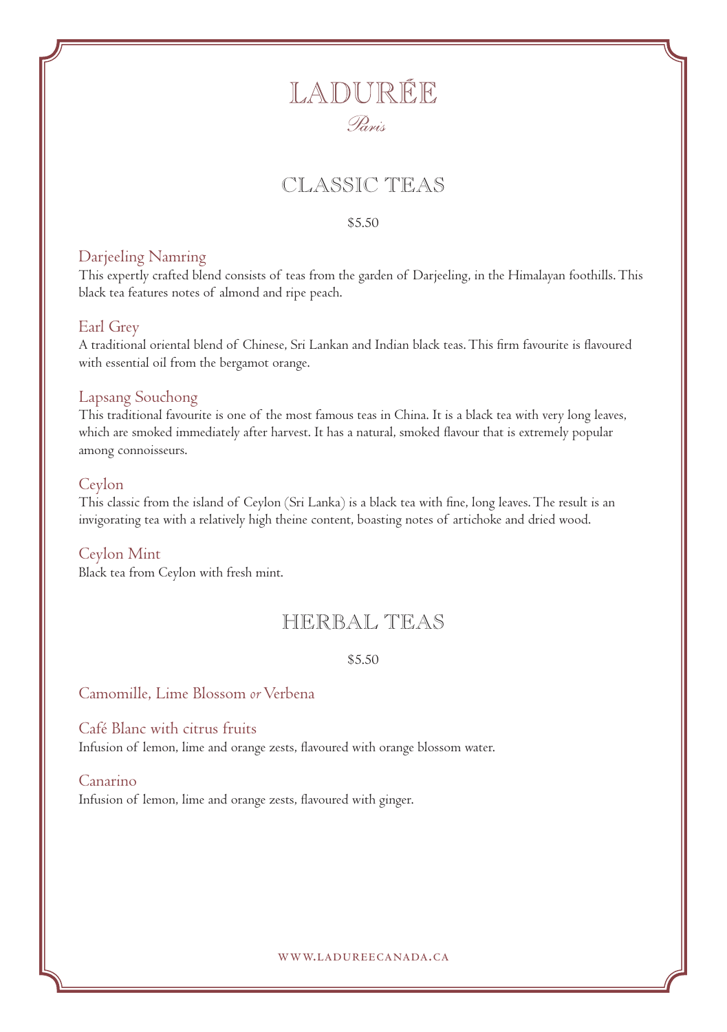# LADURÉE

*Paris*

## CLASSIC TEAS

$5.50

### Darjeeling Namring

This expertly crafted blend consists of teas from the garden of Darjeeling, in the Himalayan foothills. This black tea features notes of almond and ripe peach.

### Earl Grey

A traditional oriental blend of Chinese, Sri Lankan and Indian black teas. This firm favourite is flavoured with essential oil from the bergamot orange.

### Lapsang Souchong

This traditional favourite is one of the most famous teas in China. It is a black tea with very long leaves, which are smoked immediately after harvest. It has a natural, smoked flavour that is extremely popular among connoisseurs.

### Ceylon

This classic from the island of Ceylon (Sri Lanka) is a black tea with fine, long leaves. The result is an invigorating tea with a relatively high theine content, boasting notes of artichoke and dried wood.

### Ceylon Mint

Black tea from Ceylon with fresh mint.

## HERBAL TEAS

$5.50

### Camomille, Lime Blossom *or* Verbena

### Café Blanc with citrus fruits

Infusion of lemon, lime and orange zests, flavoured with orange blossom water.

### Canarino

Infusion of lemon, lime and orange zests, flavoured with ginger.

WWW.LADUREECANADA.CA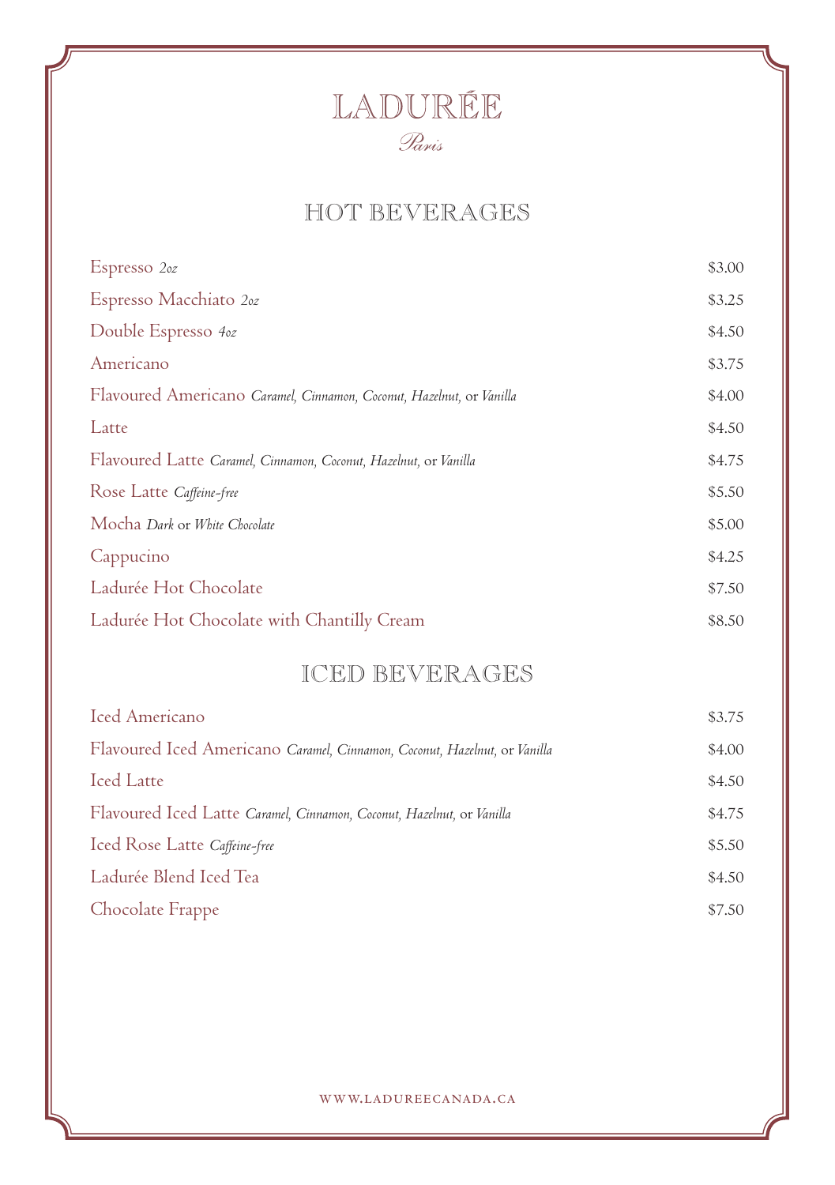# LADURÉE

*Paris*

## HOT BEVERAGES

| Item | Price |
|---|---|
| Espresso *2oz* | $3.00 |
| Espresso Macchiato *2oz* | $3.25 |
| Double Espresso *4oz* | $4.50 |
| Americano | $3.75 |
| Flavoured Americano *Caramel, Cinnamon, Coconut, Hazelnut,* or *Vanilla* | $4.00 |
| Latte | $4.50 |
| Flavoured Latte *Caramel, Cinnamon, Coconut, Hazelnut,* or *Vanilla* | $4.75 |
| Rose Latte *Caffeine-free* | $5.50 |
| Mocha *Dark* or *White Chocolate* | $5.00 |
| Cappucino | $4.25 |
| Ladurée Hot Chocolate | $7.50 |
| Ladurée Hot Chocolate with Chantilly Cream | $8.50 |

## ICED BEVERAGES

| Item | Price |
|---|---|
| Iced Americano | $3.75 |
| Flavoured Iced Americano *Caramel, Cinnamon, Coconut, Hazelnut,* or *Vanilla* | $4.00 |
| Iced Latte | $4.50 |
| Flavoured Iced Latte *Caramel, Cinnamon, Coconut, Hazelnut,* or *Vanilla* | $4.75 |
| Iced Rose Latte *Caffeine-free* | $5.50 |
| Ladurée Blend Iced Tea | $4.50 |
| Chocolate Frappe | $7.50 |

WWW.LADUREECANADA.CA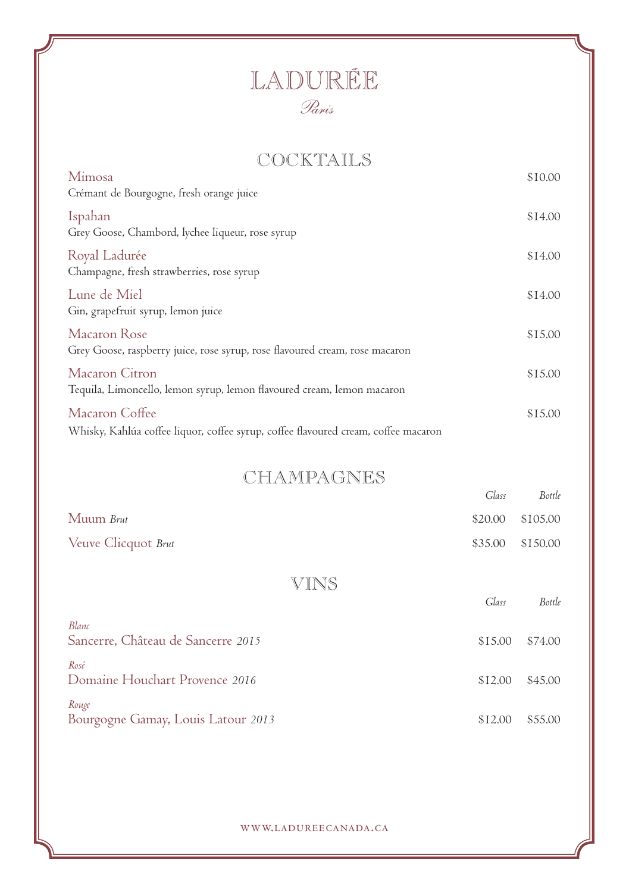# LADURÉE

*Paris*

## COCKTAILS

| | |
|---|---|
| Mimosa<br>Crémant de Bourgogne, fresh orange juice | $10.00 |
| Ispahan<br>Grey Goose, Chambord, lychee liqueur, rose syrup | $14.00 |
| Royal Ladurée<br>Champagne, fresh strawberries, rose syrup | $14.00 |
| Lune de Miel<br>Gin, grapefruit syrup, lemon juice | $14.00 |
| Macaron Rose<br>Grey Goose, raspberry juice, rose syrup, rose flavoured cream, rose macaron | $15.00 |
| Macaron Citron<br>Tequila, Limoncello, lemon syrup, lemon flavoured cream, lemon macaron | $15.00 |
| Macaron Coffee<br>Whisky, Kahlúa coffee liquor, coffee syrup, coffee flavoured cream, coffee macaron | $15.00 |

## CHAMPAGNES

| | *Glass* | *Bottle* |
|---|---|---|
| Muum *Brut* | $20.00 | $105.00 |
| Veuve Clicquot *Brut* | $35.00 | $150.00 |

## VINS

| | *Glass* | *Bottle* |
|---|---|---|
| *Blanc*<br>Sancerre, Château de Sancerre *2015* | $15.00 | $74.00 |
| *Rosé*<br>Domaine Houchart Provence *2016* | $12.00 | $45.00 |
| *Rouge*<br>Bourgogne Gamay, Louis Latour *2013* | $12.00 | $55.00 |

WWW.LADUREECANADA.CA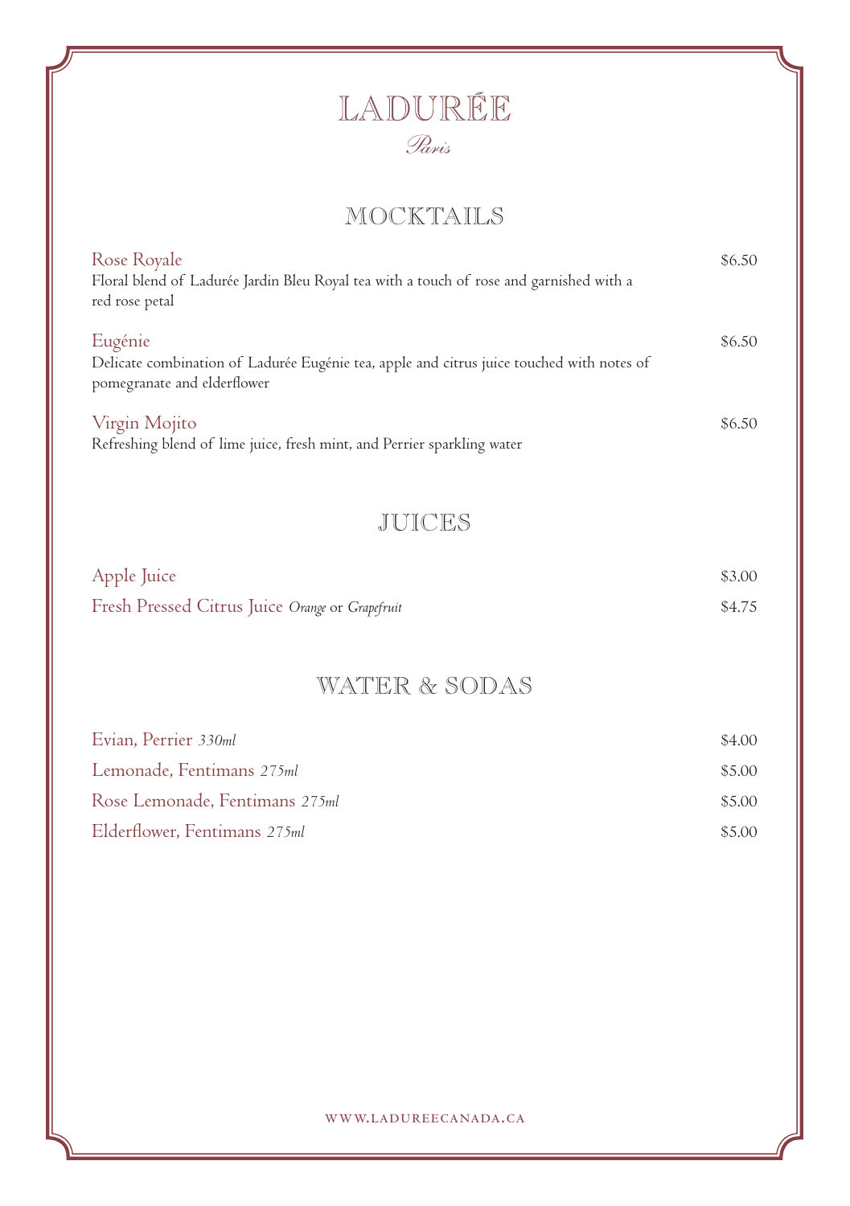# LADURÉE

*Paris*

## MOCKTAILS

**Rose Royale** — $6.50
Floral blend of Ladurée Jardin Bleu Royal tea with a touch of rose and garnished with a red rose petal

**Eugénie** — $6.50
Delicate combination of Ladurée Eugénie tea, apple and citrus juice touched with notes of pomegranate and elderflower

**Virgin Mojito** — $6.50
Refreshing blend of lime juice, fresh mint, and Perrier sparkling water

## JUICES

| | |
|---|---|
| Apple Juice | $3.00 |
| Fresh Pressed Citrus Juice *Orange* or *Grapefruit* | $4.75 |

## WATER & SODAS

| | |
|---|---|
| Evian, Perrier *330ml* | $4.00 |
| Lemonade, Fentimans *275ml* | $5.00 |
| Rose Lemonade, Fentimans *275ml* | $5.00 |
| Elderflower, Fentimans *275ml* | $5.00 |

WWW.LADUREECANADA.CA